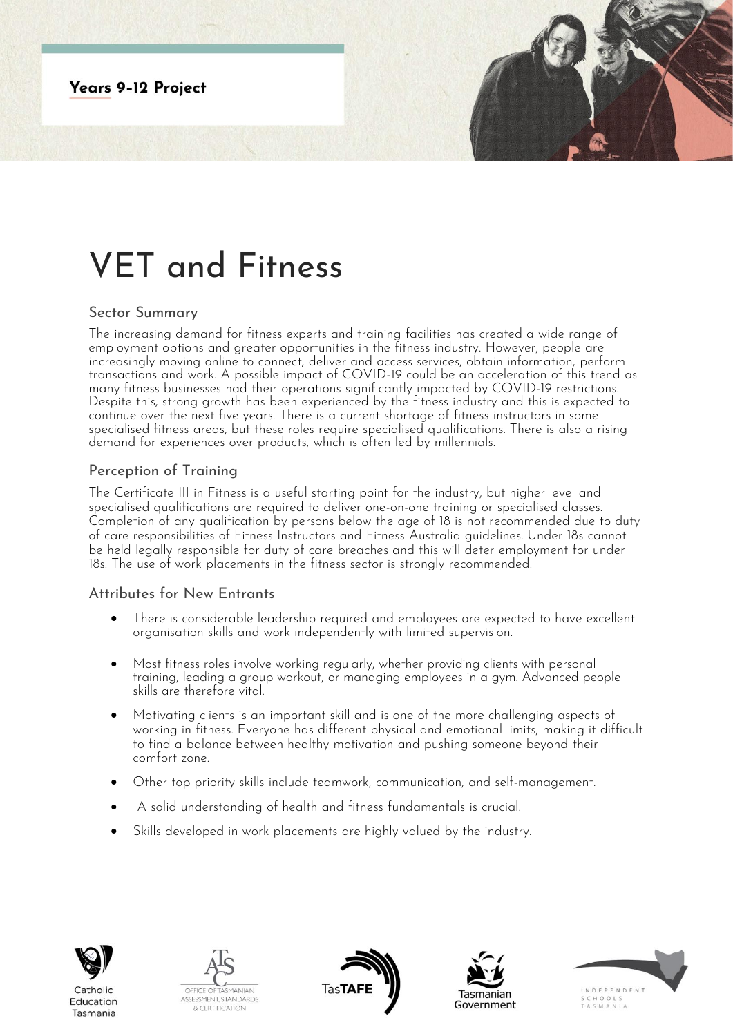**Years 9-12 Project**

# VET and Fitness

## Sector Summary

The increasing demand for fitness experts and training facilities has created a wide range of employment options and greater opportunities in the fitness industry. However, people are increasingly moving online to connect, deliver and access services, obtain information, perform transactions and work. A possible impact of COVID-19 could be an acceleration of this trend as many fitness businesses had their operations significantly impacted by COVID-19 restrictions. Despite this, strong growth has been experienced by the fitness industry and this is expected to continue over the next five years. There is a current shortage of fitness instructors in some specialised fitness areas, but these roles require specialised qualifications. There is also a rising demand for experiences over products, which is often led by millennials.

## Perception of Training

The Certificate III in Fitness is a useful starting point for the industry, but higher level and specialised qualifications are required to deliver one-on-one training or specialised classes. Completion of any qualification by persons below the age of 18 is not recommended due to duty of care responsibilities of Fitness Instructors and Fitness Australia guidelines. Under 18s cannot be held legally responsible for duty of care breaches and this will deter employment for under 18s. The use of work placements in the fitness sector is strongly recommended.

## Attributes for New Entrants

- There is considerable leadership required and employees are expected to have excellent organisation skills and work independently with limited supervision.
- Most fitness roles involve working regularly, whether providing clients with personal training, leading a group workout, or managing employees in a gym. Advanced people skills are therefore vital.
- Motivating clients is an important skill and is one of the more challenging aspects of working in fitness. Everyone has different physical and emotional limits, making it difficult to find a balance between healthy motivation and pushing someone beyond their comfort zone.
- Other top priority skills include teamwork, communication, and self-management.
- A solid understanding of health and fitness fundamentals is crucial.
- Skills developed in work placements are highly valued by the industry.

Catholic Education Tasmania | Office of Tasmanian Assessment, Standards & Certification | TasTAFE | Tasmanian Government | Independent Schools Tasmania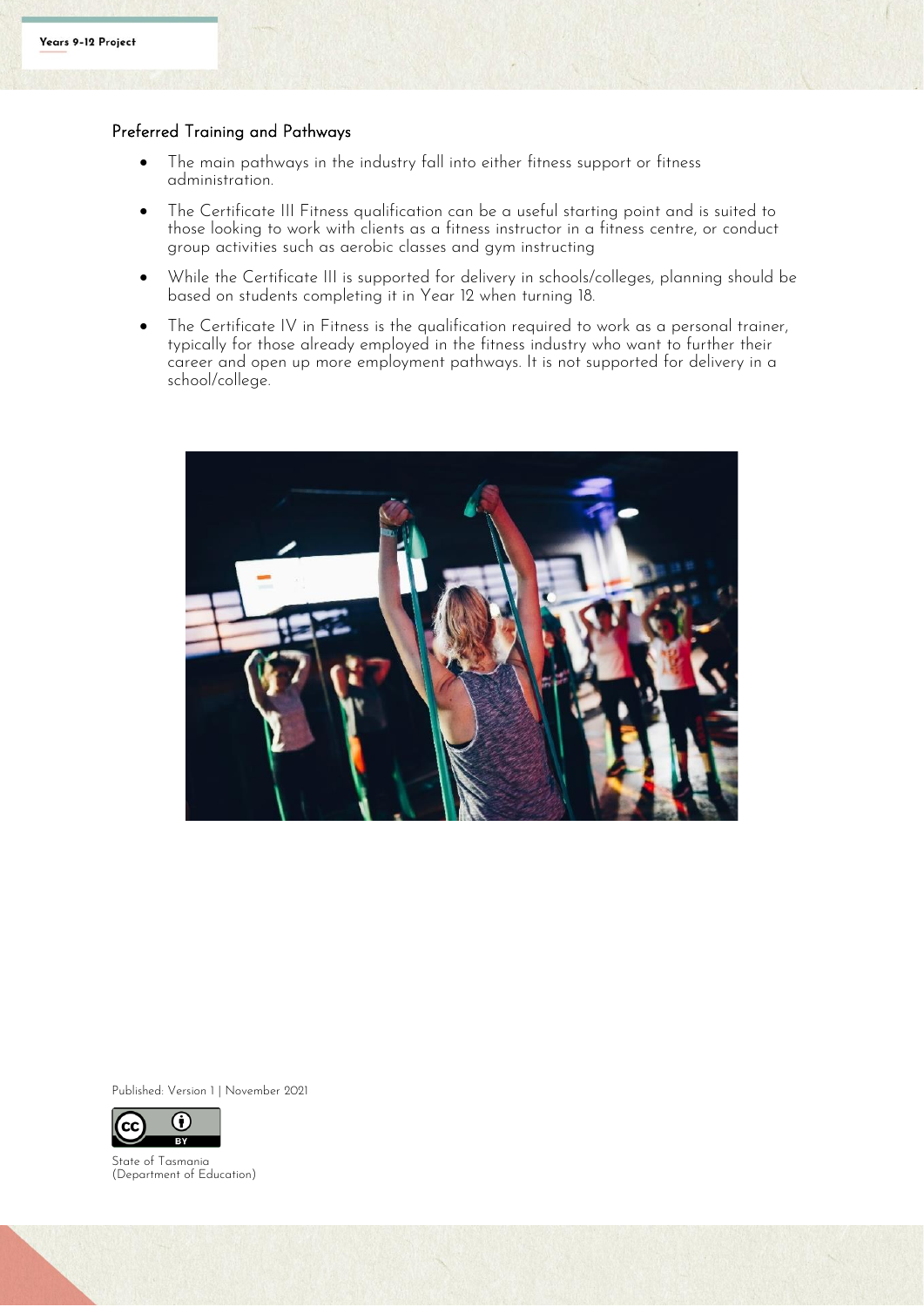## Preferred Training and Pathways

- The main pathways in the industry fall into either fitness support or fitness administration.
- The Certificate III Fitness qualification can be a useful starting point and is suited to those looking to work with clients as a fitness instructor in a fitness centre, or conduct group activities such as aerobic classes and gym instructing
- While the Certificate III is supported for delivery in schools/colleges, planning should be based on students completing it in Year 12 when turning 18.
- The Certificate IV in Fitness is the qualification required to work as a personal trainer, typically for those already employed in the fitness industry who want to further their career and open up more employment pathways. It is not supported for delivery in a school/college.

Published: Version 1 | November 2021

State of Tasmania
(Department of Education)